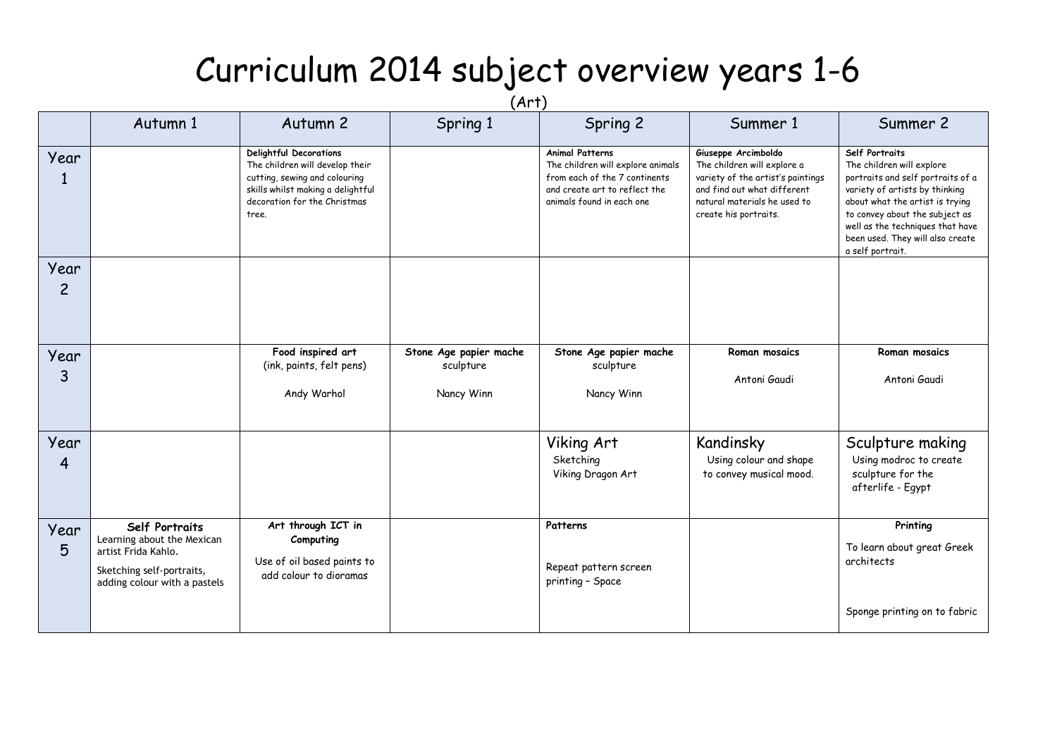# Curriculum 2014 subject overview years 1-6

(Art)

| | Autumn 1 | Autumn 2 | Spring 1 | Spring 2 | Summer 1 | Summer 2 |
|---|---|---|---|---|---|---|
| Year 1 | | **Delightful Decorations** The children will develop their cutting, sewing and colouring skills whilst making a delightful decoration for the Christmas tree. | | **Animal Patterns** The children will explore animals from each of the 7 continents and create art to reflect the animals found in each one | **Giuseppe Arcimboldo** The children will explore a variety of the artist's paintings and find out what different natural materials he used to create his portraits. | **Self Portraits** The children will explore portraits and self portraits of a variety of artists by thinking about what the artist is trying to convey about the subject as well as the techniques that have been used. They will also create a self portrait. |
| Year 2 | | | | | | |
| Year 3 | | **Food inspired art** (ink, paints, felt pens) Andy Warhol | **Stone Age papier mache** sculpture Nancy Winn | **Stone Age papier mache** sculpture Nancy Winn | **Roman mosaics** Antoni Gaudi | **Roman mosaics** Antoni Gaudi |
| Year 4 | | | | Viking Art Sketching Viking Dragon Art | Kandinsky Using colour and shape to convey musical mood. | Sculpture making Using modroc to create sculpture for the afterlife - Egypt |
| Year 5 | **Self Portraits** Learning about the Mexican artist Frida Kahlo. Sketching self-portraits, adding colour with a pastels | **Art through ICT in Computing** Use of oil based paints to add colour to dioramas | | **Patterns** Repeat pattern screen printing – Space | | **Printing** To learn about great Greek architects Sponge printing on to fabric |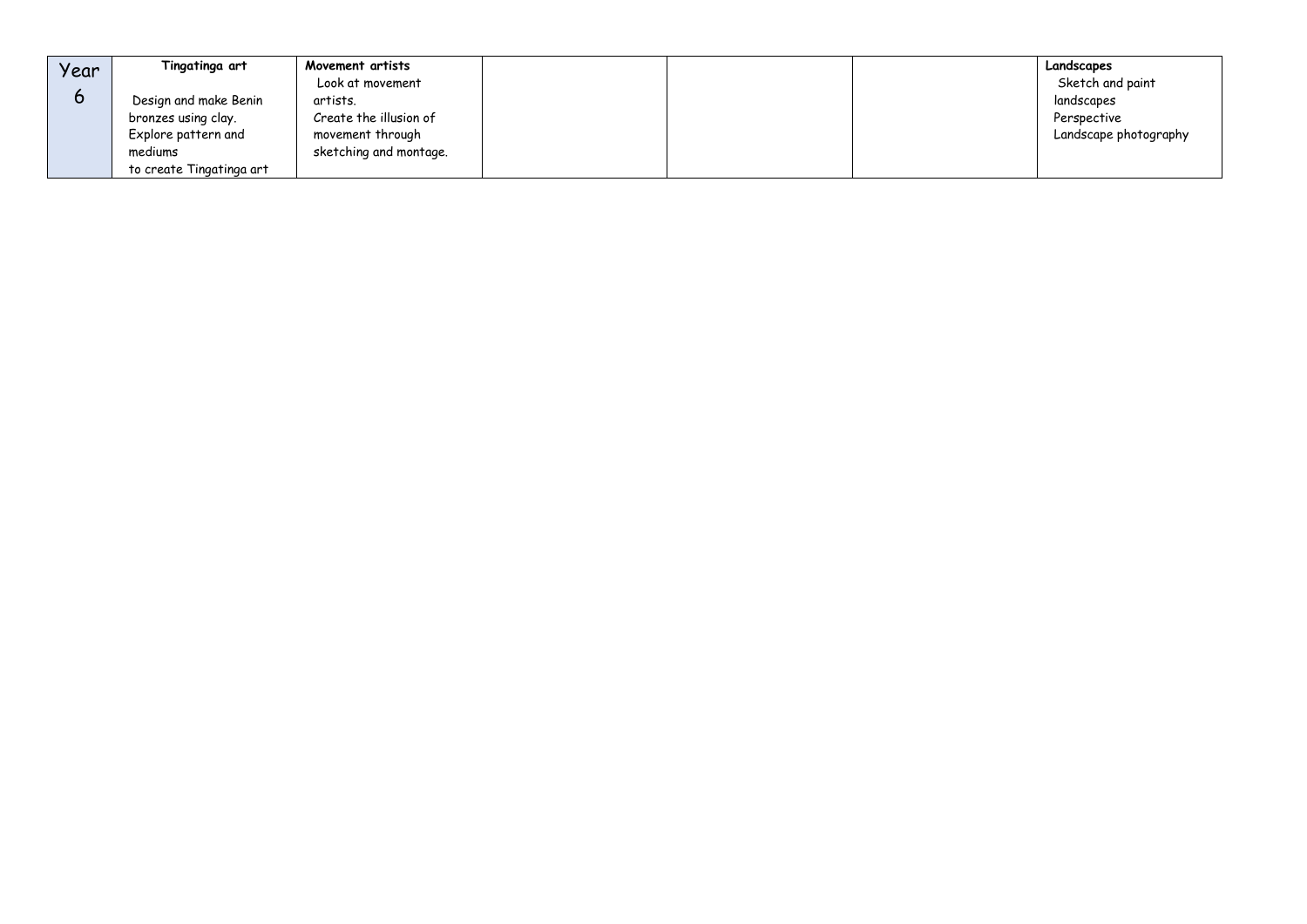| | | | | | | |
|---|---|---|---|---|---|---|
| Year 6 | **Tingatinga art**<br><br>Design and make Benin bronzes using clay.<br>Explore pattern and mediums<br>to create Tingatinga art | **Movement artists**<br>Look at movement artists.<br>Create the illusion of movement through sketching and montage. | | | | **Landscapes**<br>Sketch and paint landscapes<br>Perspective<br>Landscape photography |